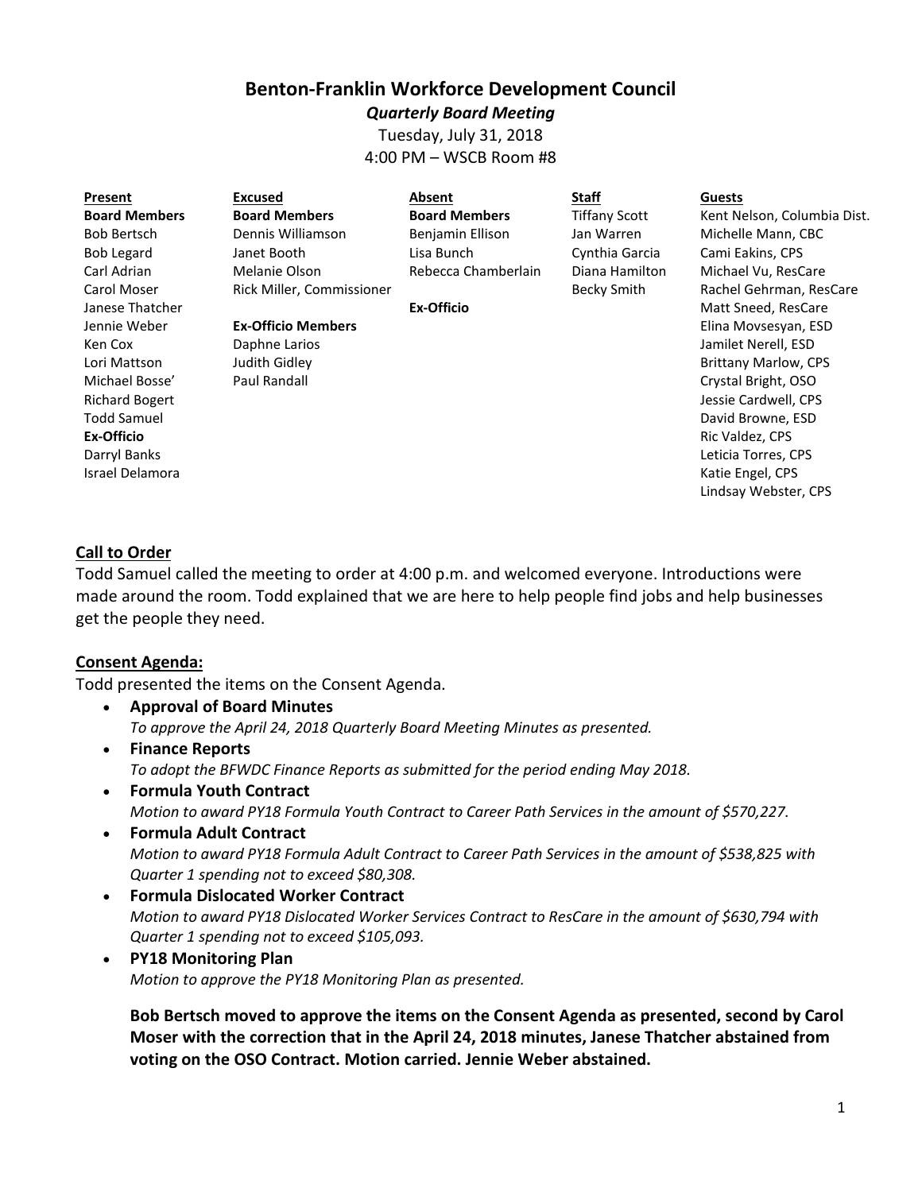# Benton-Franklin Workforce Development Council

## *Quarterly Board Meeting*

Tuesday, July 31, 2018

4:00 PM – WSCB Room #8

| Present | Excused | Absent | Staff | Guests |
|---|---|---|---|---|
| **Board Members** | **Board Members** | **Board Members** | Tiffany Scott | Kent Nelson, Columbia Dist. |
| Bob Bertsch | Dennis Williamson | Benjamin Ellison | Jan Warren | Michelle Mann, CBC |
| Bob Legard | Janet Booth | Lisa Bunch | Cynthia Garcia | Cami Eakins, CPS |
| Carl Adrian | Melanie Olson | Rebecca Chamberlain | Diana Hamilton | Michael Vu, ResCare |
| Carol Moser | Rick Miller, Commissioner | | Becky Smith | Rachel Gehrman, ResCare |
| Janese Thatcher | | **Ex-Officio** | | Matt Sneed, ResCare |
| Jennie Weber | **Ex-Officio Members** | | | Elina Movsesyan, ESD |
| Ken Cox | Daphne Larios | | | Jamilet Nerell, ESD |
| Lori Mattson | Judith Gidley | | | Brittany Marlow, CPS |
| Michael Bosse' | Paul Randall | | | Crystal Bright, OSO |
| Richard Bogert | | | | Jessie Cardwell, CPS |
| Todd Samuel | | | | David Browne, ESD |
| **Ex-Officio** | | | | Ric Valdez, CPS |
| Darryl Banks | | | | Leticia Torres, CPS |
| Israel Delamora | | | | Katie Engel, CPS |
| | | | | Lindsay Webster, CPS |

### Call to Order

Todd Samuel called the meeting to order at 4:00 p.m. and welcomed everyone. Introductions were made around the room. Todd explained that we are here to help people find jobs and help businesses get the people they need.

### Consent Agenda:

Todd presented the items on the Consent Agenda.

- **Approval of Board Minutes**
  *To approve the April 24, 2018 Quarterly Board Meeting Minutes as presented.*
- **Finance Reports**
  *To adopt the BFWDC Finance Reports as submitted for the period ending May 2018.*
- **Formula Youth Contract**
  *Motion to award PY18 Formula Youth Contract to Career Path Services in the amount of $570,227.*
- **Formula Adult Contract**
  *Motion to award PY18 Formula Adult Contract to Career Path Services in the amount of $538,825 with Quarter 1 spending not to exceed $80,308.*
- **Formula Dislocated Worker Contract**
  *Motion to award PY18 Dislocated Worker Services Contract to ResCare in the amount of $630,794 with Quarter 1 spending not to exceed $105,093.*
- **PY18 Monitoring Plan**
  *Motion to approve the PY18 Monitoring Plan as presented.*

**Bob Bertsch moved to approve the items on the Consent Agenda as presented, second by Carol Moser with the correction that in the April 24, 2018 minutes, Janese Thatcher abstained from voting on the OSO Contract. Motion carried. Jennie Weber abstained.**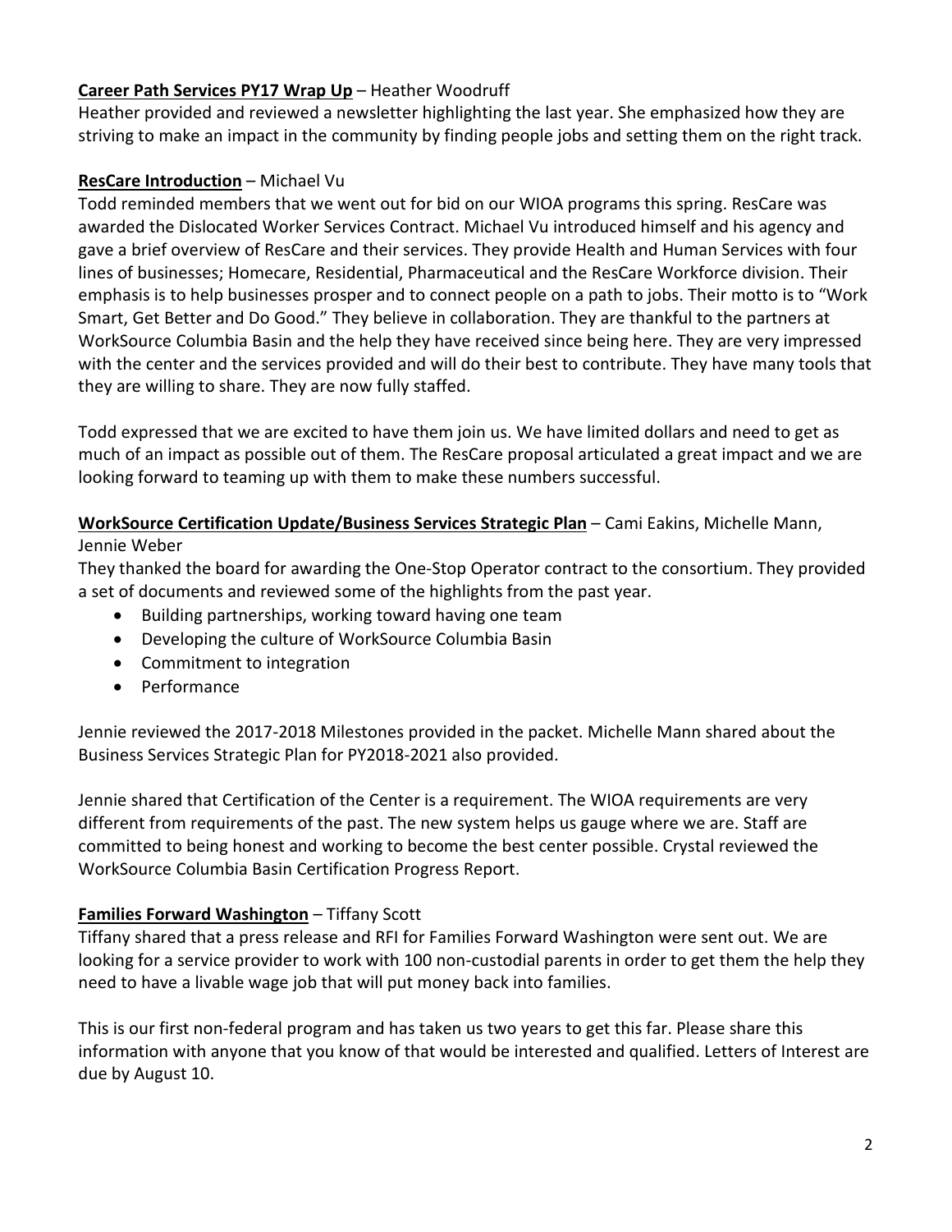**Career Path Services PY17 Wrap Up** – Heather Woodruff

Heather provided and reviewed a newsletter highlighting the last year. She emphasized how they are striving to make an impact in the community by finding people jobs and setting them on the right track.

**ResCare Introduction** – Michael Vu

Todd reminded members that we went out for bid on our WIOA programs this spring. ResCare was awarded the Dislocated Worker Services Contract. Michael Vu introduced himself and his agency and gave a brief overview of ResCare and their services. They provide Health and Human Services with four lines of businesses; Homecare, Residential, Pharmaceutical and the ResCare Workforce division. Their emphasis is to help businesses prosper and to connect people on a path to jobs. Their motto is to "Work Smart, Get Better and Do Good." They believe in collaboration. They are thankful to the partners at WorkSource Columbia Basin and the help they have received since being here. They are very impressed with the center and the services provided and will do their best to contribute. They have many tools that they are willing to share. They are now fully staffed.

Todd expressed that we are excited to have them join us. We have limited dollars and need to get as much of an impact as possible out of them. The ResCare proposal articulated a great impact and we are looking forward to teaming up with them to make these numbers successful.

**WorkSource Certification Update/Business Services Strategic Plan** – Cami Eakins, Michelle Mann, Jennie Weber

They thanked the board for awarding the One-Stop Operator contract to the consortium. They provided a set of documents and reviewed some of the highlights from the past year.

- Building partnerships, working toward having one team
- Developing the culture of WorkSource Columbia Basin
- Commitment to integration
- Performance

Jennie reviewed the 2017-2018 Milestones provided in the packet. Michelle Mann shared about the Business Services Strategic Plan for PY2018-2021 also provided.

Jennie shared that Certification of the Center is a requirement. The WIOA requirements are very different from requirements of the past. The new system helps us gauge where we are. Staff are committed to being honest and working to become the best center possible. Crystal reviewed the WorkSource Columbia Basin Certification Progress Report.

**Families Forward Washington** – Tiffany Scott

Tiffany shared that a press release and RFI for Families Forward Washington were sent out. We are looking for a service provider to work with 100 non-custodial parents in order to get them the help they need to have a livable wage job that will put money back into families.

This is our first non-federal program and has taken us two years to get this far. Please share this information with anyone that you know of that would be interested and qualified. Letters of Interest are due by August 10.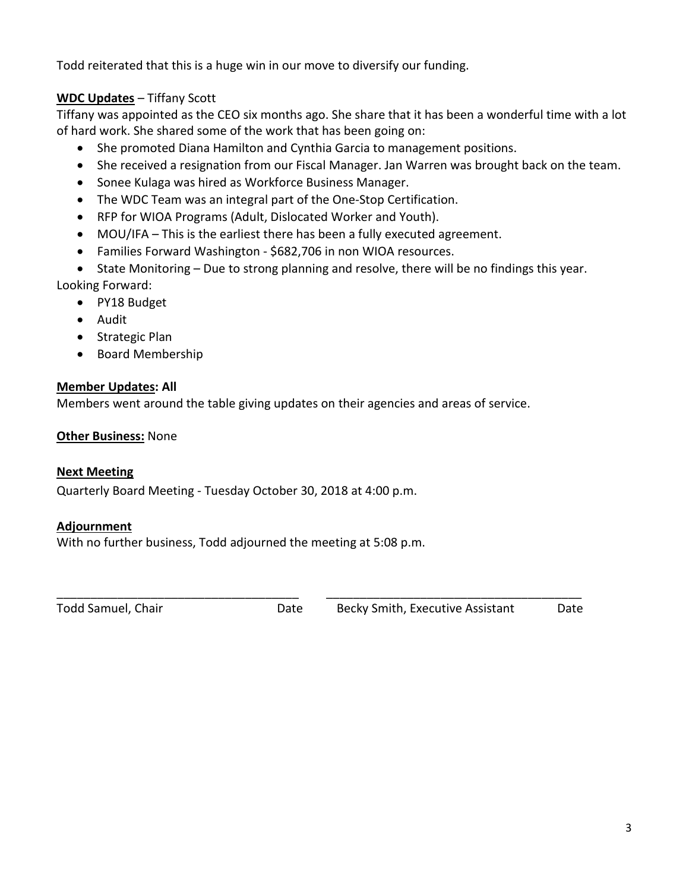Todd reiterated that this is a huge win in our move to diversify our funding.

**<u>WDC Updates</u>** – Tiffany Scott

Tiffany was appointed as the CEO six months ago. She share that it has been a wonderful time with a lot of hard work. She shared some of the work that has been going on:

- She promoted Diana Hamilton and Cynthia Garcia to management positions.
- She received a resignation from our Fiscal Manager. Jan Warren was brought back on the team.
- Sonee Kulaga was hired as Workforce Business Manager.
- The WDC Team was an integral part of the One-Stop Certification.
- RFP for WIOA Programs (Adult, Dislocated Worker and Youth).
- MOU/IFA – This is the earliest there has been a fully executed agreement.
- Families Forward Washington - $682,706 in non WIOA resources.
- State Monitoring – Due to strong planning and resolve, there will be no findings this year.

Looking Forward:

- PY18 Budget
- Audit
- Strategic Plan
- Board Membership

**<u>Member Updates</u>: All**

Members went around the table giving updates on their agencies and areas of service.

**<u>Other Business:</u>** None

**<u>Next Meeting</u>**

Quarterly Board Meeting - Tuesday October 30, 2018 at 4:00 p.m.

**<u>Adjournment</u>**

With no further business, Todd adjourned the meeting at 5:08 p.m.

\_\_\_\_\_\_\_\_\_\_\_\_\_\_\_\_\_\_\_\_\_\_\_\_\_\_\_\_\_\_\_\_\_\_\_\_\_ \_\_\_\_\_\_\_\_\_\_\_\_\_\_\_\_\_\_\_\_\_\_\_\_\_\_\_\_\_\_\_\_\_\_\_\_\_\_\_

Todd Samuel, Chair Date Becky Smith, Executive Assistant Date